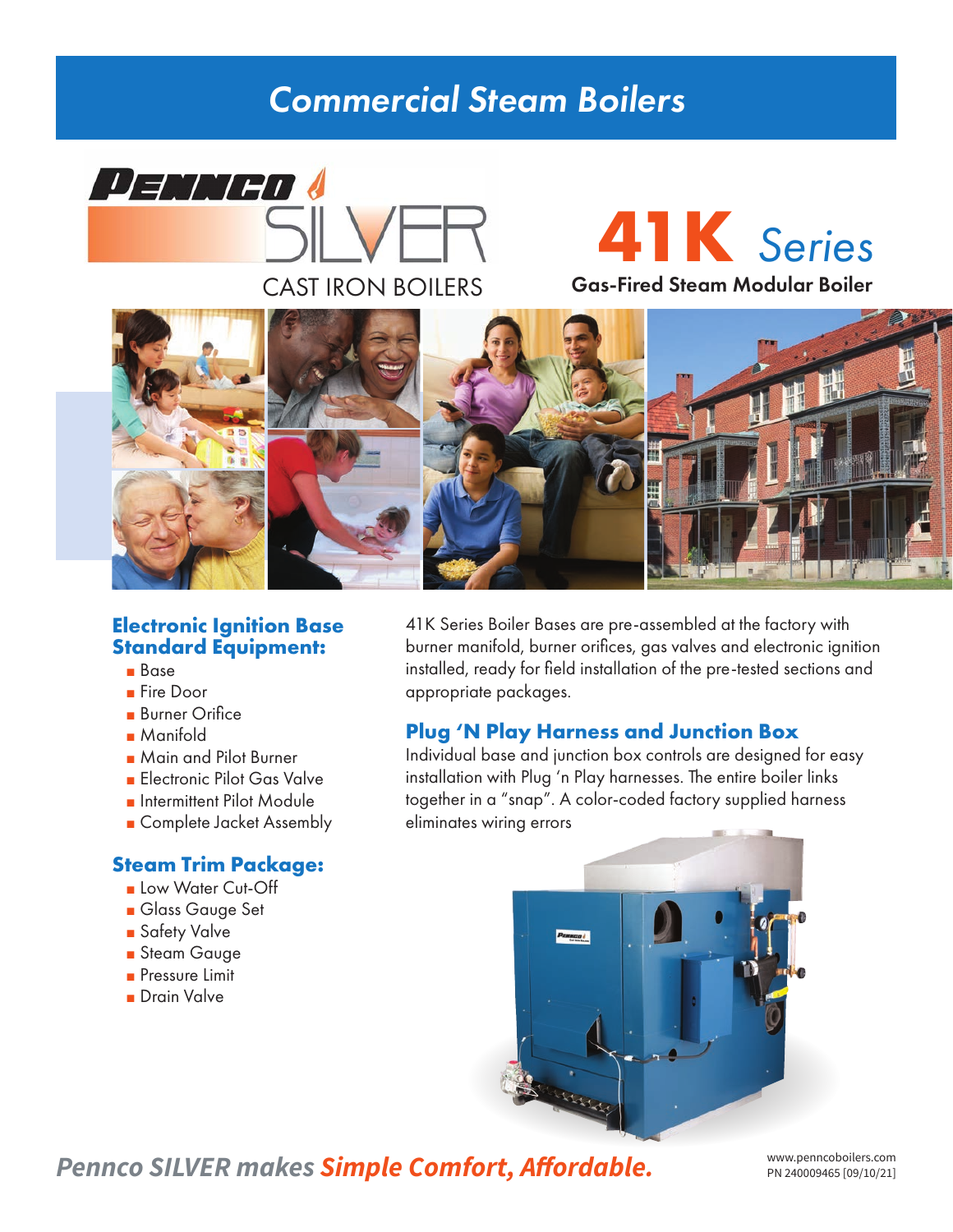# Commercial Steam Boilers

PENNCO SILVER

CAST IRON BOILERS

## 41K Series

### Gas-Fired Steam Modular Boiler

### Electronic Ignition Base Standard Equipment:

- Base
- Fire Door
- Burner Orifice
- Manifold
- Main and Pilot Burner
- Electronic Pilot Gas Valve
- Intermittent Pilot Module
- Complete Jacket Assembly

### Steam Trim Package:

- Low Water Cut-Off
- Glass Gauge Set
- Safety Valve
- Steam Gauge
- Pressure Limit
- Drain Valve

41K Series Boiler Bases are pre-assembled at the factory with burner manifold, burner orifices, gas valves and electronic ignition installed, ready for field installation of the pre-tested sections and appropriate packages.

### Plug 'N Play Harness and Junction Box

Individual base and junction box controls are designed for easy installation with Plug 'n Play harnesses. The entire boiler links together in a "snap". A color-coded factory supplied harness eliminates wiring errors

*Pennco SILVER makes **Simple Comfort, Affordable.***

www.penncoboilers.com
PN 240009465 [09/10/21]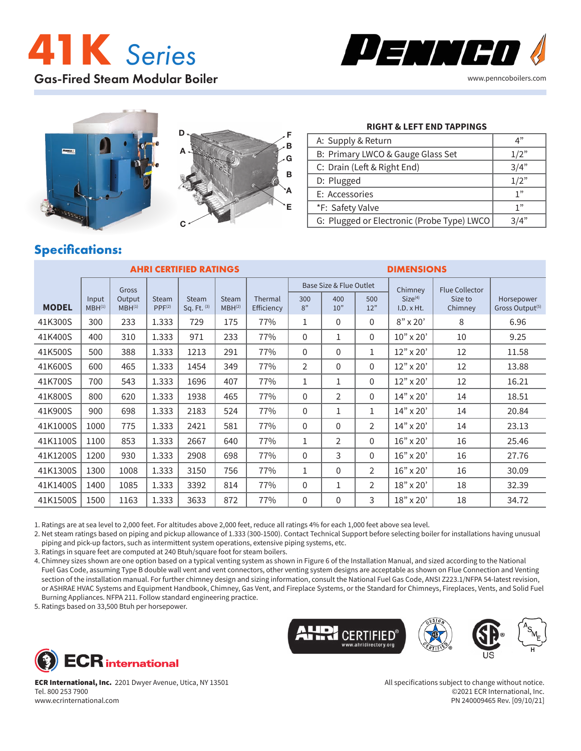# 41K Series

## Gas-Fired Steam Modular Boiler

www.penncoboilers.com

**RIGHT & LEFT END TAPPINGS**

| | |
|---|---|
| A: Supply & Return | 4” |
| B: Primary LWCO & Gauge Glass Set | 1/2” |
| C: Drain (Left & Right End) | 3/4” |
| D: Plugged | 1/2” |
| E: Accessories | 1” |
| *F: Safety Valve | 1” |
| G: Plugged or Electronic (Probe Type) LWCO | 3/4” |

## Specifications:

| MODEL | AHRI CERTIFIED RATINGS | | | | | | DIMENSIONS | | | | | |
|---|---|---|---|---|---|---|---|---|---|---|---|---|
| | Input MBH[1] | Gross Output MBH[1] | Steam PPF[2] | Steam Sq. Ft. [3] | Steam MBH[2] | Thermal Efficiency | Base Size & Flue Outlet 300 8” | 400 10” | 500 12” | Chimney Size[4] I.D. x Ht. | Flue Collector Size to Chimney | Horsepower Gross Output[5] |
| 41K300S | 300 | 233 | 1.333 | 729 | 175 | 77% | 1 | 0 | 0 | 8” x 20’ | 8 | 6.96 |
| 41K400S | 400 | 310 | 1.333 | 971 | 233 | 77% | 0 | 1 | 0 | 10” x 20’ | 10 | 9.25 |
| 41K500S | 500 | 388 | 1.333 | 1213 | 291 | 77% | 0 | 0 | 1 | 12” x 20’ | 12 | 11.58 |
| 41K600S | 600 | 465 | 1.333 | 1454 | 349 | 77% | 2 | 0 | 0 | 12” x 20’ | 12 | 13.88 |
| 41K700S | 700 | 543 | 1.333 | 1696 | 407 | 77% | 1 | 1 | 0 | 12” x 20’ | 12 | 16.21 |
| 41K800S | 800 | 620 | 1.333 | 1938 | 465 | 77% | 0 | 2 | 0 | 14” x 20’ | 14 | 18.51 |
| 41K900S | 900 | 698 | 1.333 | 2183 | 524 | 77% | 0 | 1 | 1 | 14” x 20’ | 14 | 20.84 |
| 41K1000S | 1000 | 775 | 1.333 | 2421 | 581 | 77% | 0 | 0 | 2 | 14” x 20’ | 14 | 23.13 |
| 41K1100S | 1100 | 853 | 1.333 | 2667 | 640 | 77% | 1 | 2 | 0 | 16” x 20’ | 16 | 25.46 |
| 41K1200S | 1200 | 930 | 1.333 | 2908 | 698 | 77% | 0 | 3 | 0 | 16” x 20’ | 16 | 27.76 |
| 41K1300S | 1300 | 1008 | 1.333 | 3150 | 756 | 77% | 1 | 0 | 2 | 16” x 20’ | 16 | 30.09 |
| 41K1400S | 1400 | 1085 | 1.333 | 3392 | 814 | 77% | 0 | 1 | 2 | 18” x 20’ | 18 | 32.39 |
| 41K1500S | 1500 | 1163 | 1.333 | 3633 | 872 | 77% | 0 | 0 | 3 | 18” x 20’ | 18 | 34.72 |

1. Ratings are at sea level to 2,000 feet. For altitudes above 2,000 feet, reduce all ratings 4% for each 1,000 feet above sea level.
2. Net steam ratings based on piping and pickup allowance of 1.333 (300-1500). Contact Technical Support before selecting boiler for installations having unusual piping and pick-up factors, such as intermittent system operations, extensive piping systems, etc.
3. Ratings in square feet are computed at 240 Btuh/square foot for steam boilers.
4. Chimney sizes shown are one option based on a typical venting system as shown in Figure 6 of the Installation Manual, and sized according to the National Fuel Gas Code, assuming Type B double wall vent and vent connectors, other venting system designs are acceptable as shown on Flue Connection and Venting section of the installation manual. For further chimney design and sizing information, consult the National Fuel Gas Code, ANSI Z223.1/NFPA 54-latest revision, or ASHRAE HVAC Systems and Equipment Handbook, Chimney, Gas Vent, and Fireplace Systems, or the Standard for Chimneys, Fireplaces, Vents, and Solid Fuel Burning Appliances. NFPA 211. Follow standard engineering practice.
5. Ratings based on 33,500 Btuh per horsepower.

**ECR International, Inc.** 2201 Dwyer Avenue, Utica, NY 13501
Tel. 800 253 7900
www.ecrinternational.com

All specifications subject to change without notice.
©2021 ECR International, Inc.
PN 240009465 Rev. [09/10/21]